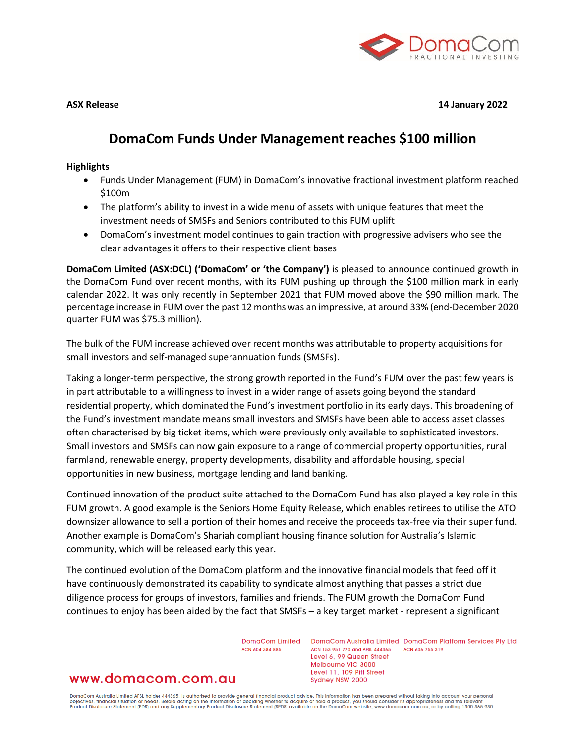**ASX Release** **14 January 2022**

# DomaCom Funds Under Management reaches $100 million

**Highlights**

- Funds Under Management (FUM) in DomaCom's innovative fractional investment platform reached $100m
- The platform's ability to invest in a wide menu of assets with unique features that meet the investment needs of SMSFs and Seniors contributed to this FUM uplift
- DomaCom's investment model continues to gain traction with progressive advisers who see the clear advantages it offers to their respective client bases

**DomaCom Limited (ASX:DCL) ('DomaCom' or 'the Company')** is pleased to announce continued growth in the DomaCom Fund over recent months, with its FUM pushing up through the $100 million mark in early calendar 2022. It was only recently in September 2021 that FUM moved above the $90 million mark. The percentage increase in FUM over the past 12 months was an impressive, at around 33% (end-December 2020 quarter FUM was $75.3 million).

The bulk of the FUM increase achieved over recent months was attributable to property acquisitions for small investors and self-managed superannuation funds (SMSFs).

Taking a longer-term perspective, the strong growth reported in the Fund's FUM over the past few years is in part attributable to a willingness to invest in a wider range of assets going beyond the standard residential property, which dominated the Fund's investment portfolio in its early days. This broadening of the Fund's investment mandate means small investors and SMSFs have been able to access asset classes often characterised by big ticket items, which were previously only available to sophisticated investors. Small investors and SMSFs can now gain exposure to a range of commercial property opportunities, rural farmland, renewable energy, property developments, disability and affordable housing, special opportunities in new business, mortgage lending and land banking.

Continued innovation of the product suite attached to the DomaCom Fund has also played a key role in this FUM growth. A good example is the Seniors Home Equity Release, which enables retirees to utilise the ATO downsizer allowance to sell a portion of their homes and receive the proceeds tax-free via their super fund. Another example is DomaCom's Shariah compliant housing finance solution for Australia's Islamic community, which will be released early this year.

The continued evolution of the DomaCom platform and the innovative financial models that feed off it have continuously demonstrated its capability to syndicate almost anything that passes a strict due diligence process for groups of investors, families and friends. The FUM growth the DomaCom Fund continues to enjoy has been aided by the fact that SMSFs – a key target market - represent a significant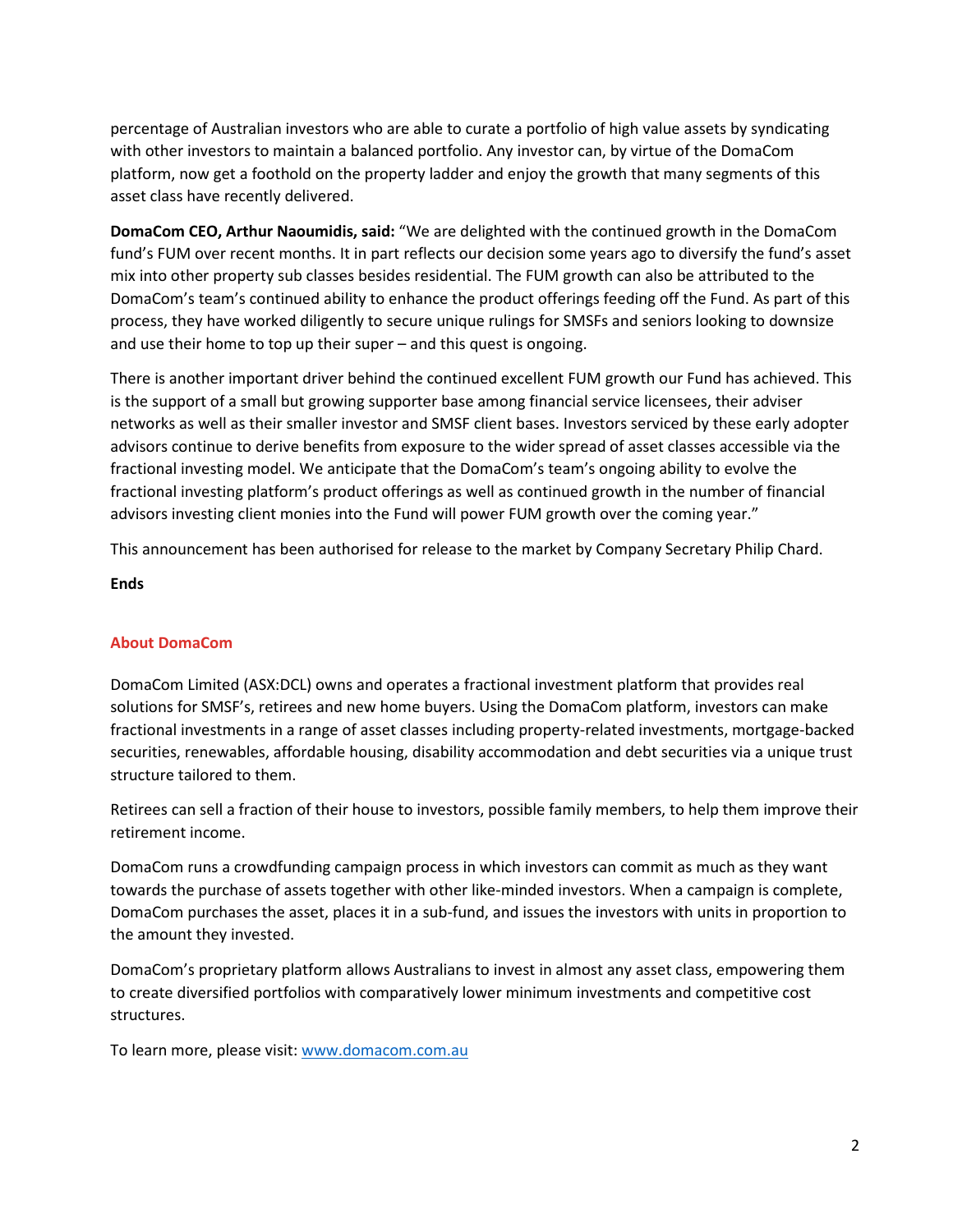percentage of Australian investors who are able to curate a portfolio of high value assets by syndicating with other investors to maintain a balanced portfolio. Any investor can, by virtue of the DomaCom platform, now get a foothold on the property ladder and enjoy the growth that many segments of this asset class have recently delivered.

**DomaCom CEO, Arthur Naoumidis, said:** "We are delighted with the continued growth in the DomaCom fund's FUM over recent months. It in part reflects our decision some years ago to diversify the fund's asset mix into other property sub classes besides residential. The FUM growth can also be attributed to the DomaCom's team's continued ability to enhance the product offerings feeding off the Fund. As part of this process, they have worked diligently to secure unique rulings for SMSFs and seniors looking to downsize and use their home to top up their super – and this quest is ongoing.

There is another important driver behind the continued excellent FUM growth our Fund has achieved. This is the support of a small but growing supporter base among financial service licensees, their adviser networks as well as their smaller investor and SMSF client bases. Investors serviced by these early adopter advisors continue to derive benefits from exposure to the wider spread of asset classes accessible via the fractional investing model. We anticipate that the DomaCom's team's ongoing ability to evolve the fractional investing platform's product offerings as well as continued growth in the number of financial advisors investing client monies into the Fund will power FUM growth over the coming year."

This announcement has been authorised for release to the market by Company Secretary Philip Chard.

**Ends**

## About DomaCom

DomaCom Limited (ASX:DCL) owns and operates a fractional investment platform that provides real solutions for SMSF's, retirees and new home buyers. Using the DomaCom platform, investors can make fractional investments in a range of asset classes including property-related investments, mortgage-backed securities, renewables, affordable housing, disability accommodation and debt securities via a unique trust structure tailored to them.

Retirees can sell a fraction of their house to investors, possible family members, to help them improve their retirement income.

DomaCom runs a crowdfunding campaign process in which investors can commit as much as they want towards the purchase of assets together with other like-minded investors. When a campaign is complete, DomaCom purchases the asset, places it in a sub-fund, and issues the investors with units in proportion to the amount they invested.

DomaCom's proprietary platform allows Australians to invest in almost any asset class, empowering them to create diversified portfolios with comparatively lower minimum investments and competitive cost structures.

To learn more, please visit: [www.domacom.com.au](http://www.domacom.com.au)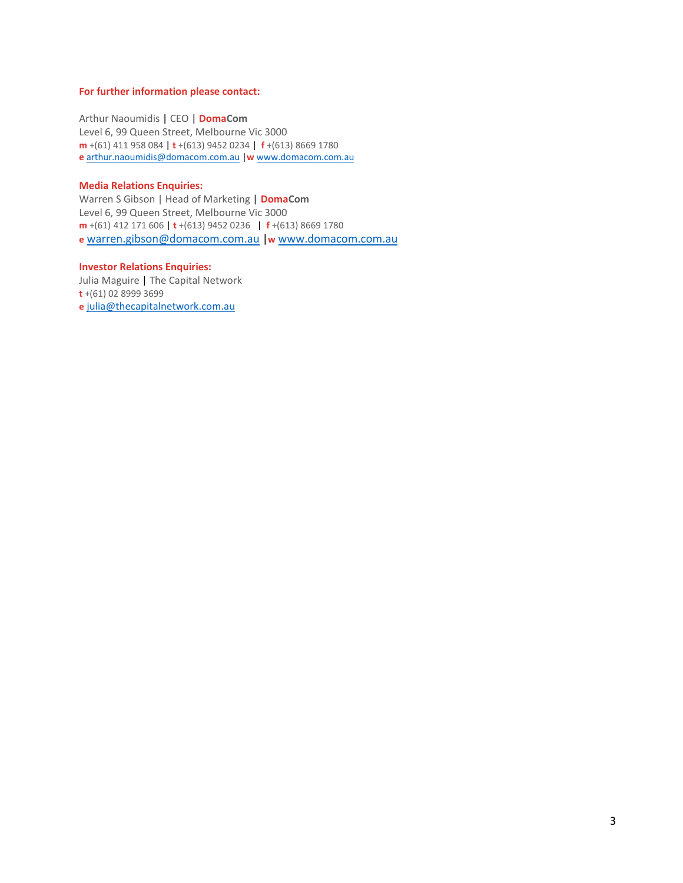**For further information please contact:**

Arthur Naoumidis | CEO | **DomaCom**
Level 6, 99 Queen Street, Melbourne Vic 3000
**m** +(61) 411 958 084 | **t** +(613) 9452 0234 | **f** +(613) 8669 1780
**e** arthur.naoumidis@domacom.com.au | **w** www.domacom.com.au

**Media Relations Enquiries:**
Warren S Gibson | Head of Marketing | **DomaCom**
Level 6, 99 Queen Street, Melbourne Vic 3000
**m** +(61) 412 171 606 | **t** +(613) 9452 0236 | **f** +(613) 8669 1780
**e** warren.gibson@domacom.com.au | **w** www.domacom.com.au

**Investor Relations Enquiries:**
Julia Maguire | The Capital Network
**t** +(61) 02 8999 3699
**e** julia@thecapitalnetwork.com.au